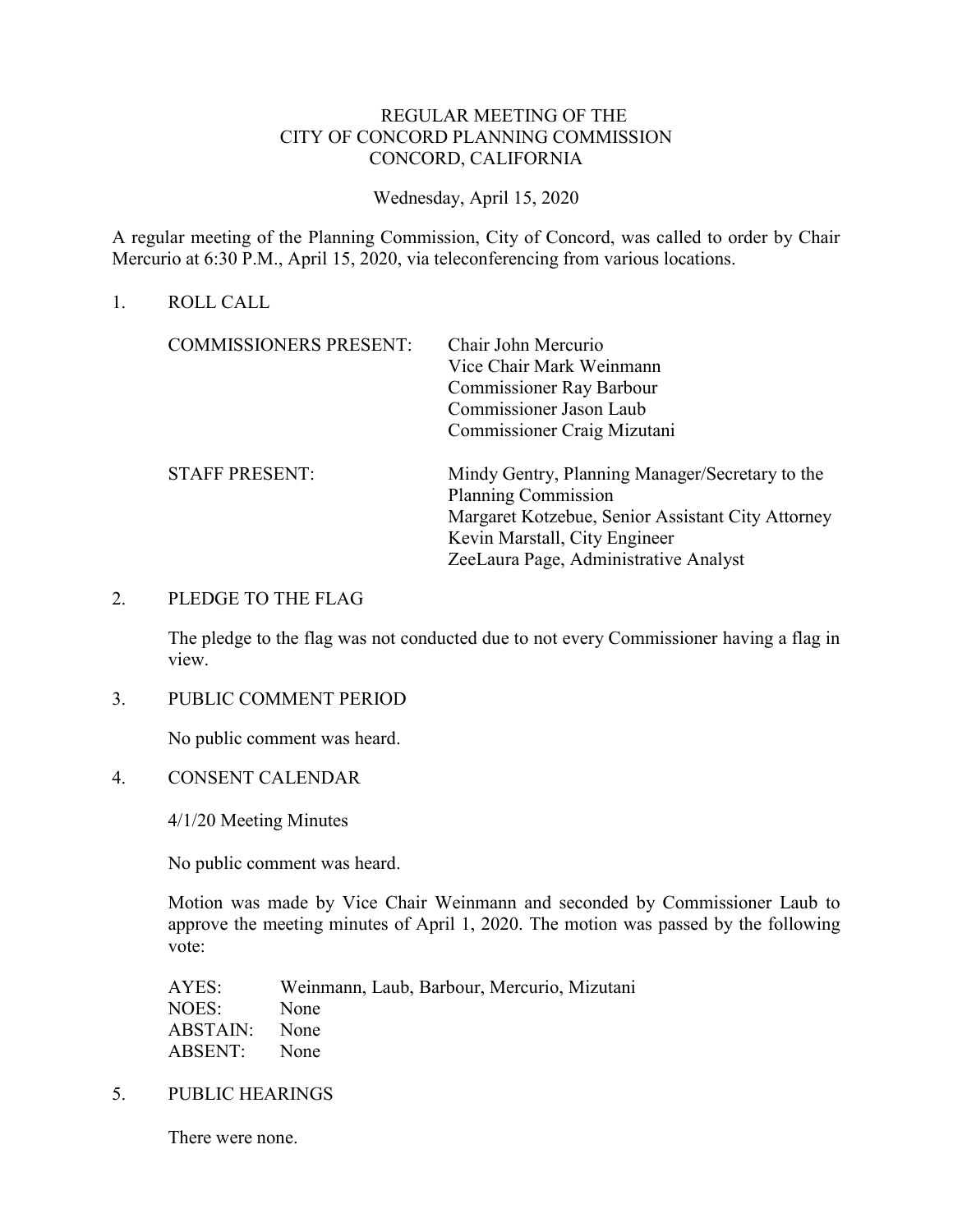# REGULAR MEETING OF THE
# CITY OF CONCORD PLANNING COMMISSION
# CONCORD, CALIFORNIA

Wednesday, April 15, 2020

A regular meeting of the Planning Commission, City of Concord, was called to order by Chair Mercurio at 6:30 P.M., April 15, 2020, via teleconferencing from various locations.

1. ROLL CALL

| | |
|---|---|
| COMMISSIONERS PRESENT: | Chair John Mercurio<br>Vice Chair Mark Weinmann<br>Commissioner Ray Barbour<br>Commissioner Jason Laub<br>Commissioner Craig Mizutani |
| STAFF PRESENT: | Mindy Gentry, Planning Manager/Secretary to the Planning Commission<br>Margaret Kotzebue, Senior Assistant City Attorney<br>Kevin Marstall, City Engineer<br>ZeeLaura Page, Administrative Analyst |

2. PLEDGE TO THE FLAG

   The pledge to the flag was not conducted due to not every Commissioner having a flag in view.

3. PUBLIC COMMENT PERIOD

   No public comment was heard.

4. CONSENT CALENDAR

   4/1/20 Meeting Minutes

   No public comment was heard.

   Motion was made by Vice Chair Weinmann and seconded by Commissioner Laub to approve the meeting minutes of April 1, 2020. The motion was passed by the following vote:

   | | |
   |---|---|
   | AYES: | Weinmann, Laub, Barbour, Mercurio, Mizutani |
   | NOES: | None |
   | ABSTAIN: | None |
   | ABSENT: | None |

5. PUBLIC HEARINGS

   There were none.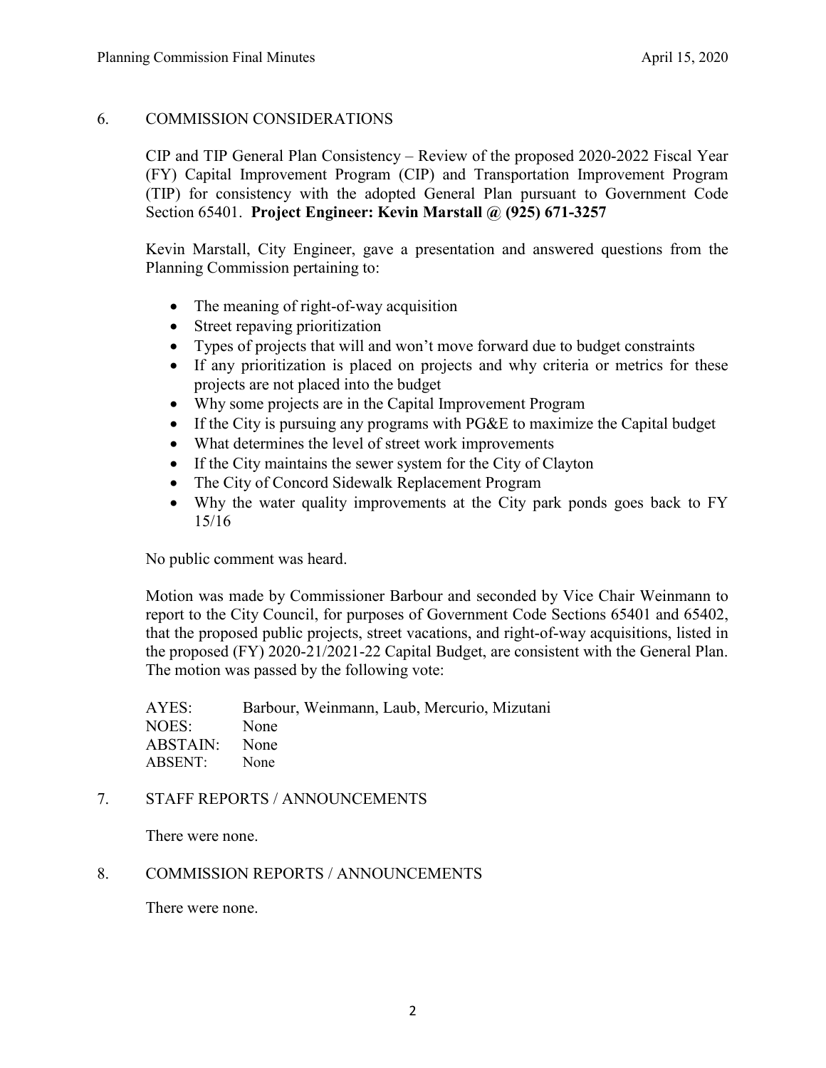## 6. COMMISSION CONSIDERATIONS

CIP and TIP General Plan Consistency – Review of the proposed 2020-2022 Fiscal Year (FY) Capital Improvement Program (CIP) and Transportation Improvement Program (TIP) for consistency with the adopted General Plan pursuant to Government Code Section 65401. **Project Engineer: Kevin Marstall @ (925) 671-3257**

Kevin Marstall, City Engineer, gave a presentation and answered questions from the Planning Commission pertaining to:

- The meaning of right-of-way acquisition
- Street repaving prioritization
- Types of projects that will and won't move forward due to budget constraints
- If any prioritization is placed on projects and why criteria or metrics for these projects are not placed into the budget
- Why some projects are in the Capital Improvement Program
- If the City is pursuing any programs with PG&E to maximize the Capital budget
- What determines the level of street work improvements
- If the City maintains the sewer system for the City of Clayton
- The City of Concord Sidewalk Replacement Program
- Why the water quality improvements at the City park ponds goes back to FY 15/16

No public comment was heard.

Motion was made by Commissioner Barbour and seconded by Vice Chair Weinmann to report to the City Council, for purposes of Government Code Sections 65401 and 65402, that the proposed public projects, street vacations, and right-of-way acquisitions, listed in the proposed (FY) 2020-21/2021-22 Capital Budget, are consistent with the General Plan. The motion was passed by the following vote:

| | |
|---|---|
| AYES: | Barbour, Weinmann, Laub, Mercurio, Mizutani |
| NOES: | None |
| ABSTAIN: | None |
| ABSENT: | None |

## 7. STAFF REPORTS / ANNOUNCEMENTS

There were none.

## 8. COMMISSION REPORTS / ANNOUNCEMENTS

There were none.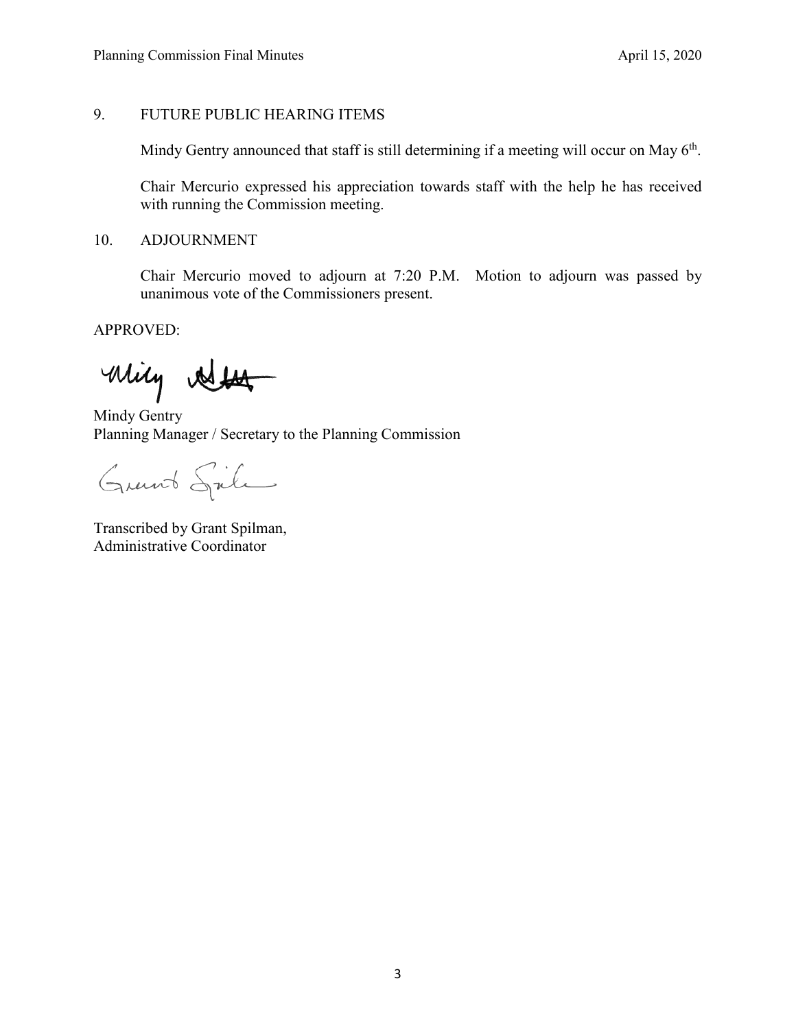## 9. FUTURE PUBLIC HEARING ITEMS

Mindy Gentry announced that staff is still determining if a meeting will occur on May 6th.

Chair Mercurio expressed his appreciation towards staff with the help he has received with running the Commission meeting.

## 10. ADJOURNMENT

Chair Mercurio moved to adjourn at 7:20 P.M. Motion to adjourn was passed by unanimous vote of the Commissioners present.

APPROVED:

Mindy Gentry
Planning Manager / Secretary to the Planning Commission

Transcribed by Grant Spilman,
Administrative Coordinator